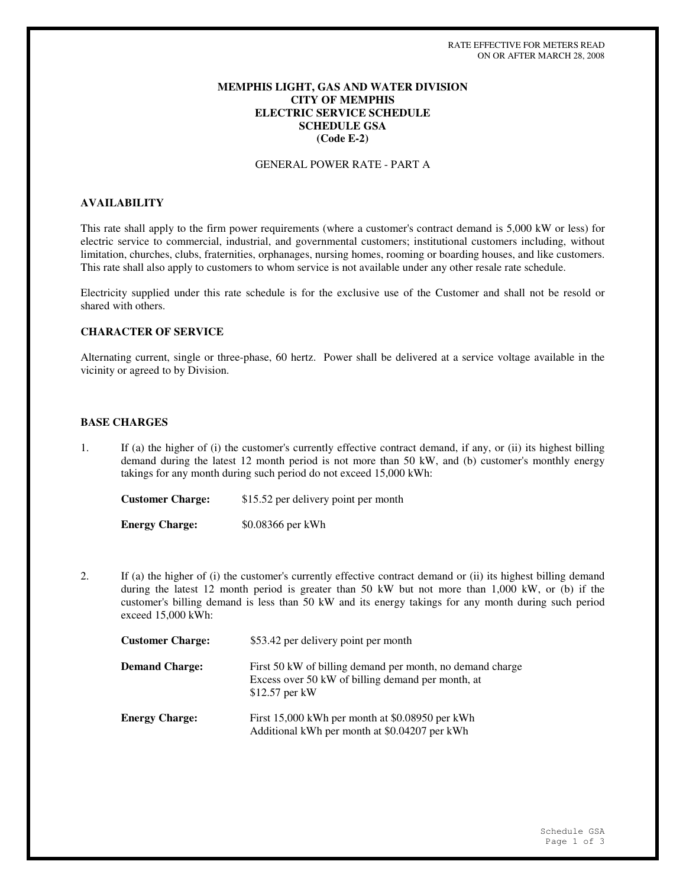RATE EFFECTIVE FOR METERS READ
ON OR AFTER MARCH 28, 2008

# MEMPHIS LIGHT, GAS AND WATER DIVISION
# CITY OF MEMPHIS
# ELECTRIC SERVICE SCHEDULE
# SCHEDULE GSA
# (Code E-2)

GENERAL POWER RATE - PART A

## AVAILABILITY

This rate shall apply to the firm power requirements (where a customer's contract demand is 5,000 kW or less) for electric service to commercial, industrial, and governmental customers; institutional customers including, without limitation, churches, clubs, fraternities, orphanages, nursing homes, rooming or boarding houses, and like customers. This rate shall also apply to customers to whom service is not available under any other resale rate schedule.

Electricity supplied under this rate schedule is for the exclusive use of the Customer and shall not be resold or shared with others.

## CHARACTER OF SERVICE

Alternating current, single or three-phase, 60 hertz. Power shall be delivered at a service voltage available in the vicinity or agreed to by Division.

## BASE CHARGES

1. If (a) the higher of (i) the customer's currently effective contract demand, if any, or (ii) its highest billing demand during the latest 12 month period is not more than 50 kW, and (b) customer's monthly energy takings for any month during such period do not exceed 15,000 kWh:

   **Customer Charge:** $15.52 per delivery point per month

   **Energy Charge:** $0.08366 per kWh

2. If (a) the higher of (i) the customer's currently effective contract demand or (ii) its highest billing demand during the latest 12 month period is greater than 50 kW but not more than 1,000 kW, or (b) if the customer's billing demand is less than 50 kW and its energy takings for any month during such period exceed 15,000 kWh:

   **Customer Charge:** $53.42 per delivery point per month

   **Demand Charge:** First 50 kW of billing demand per month, no demand charge
   Excess over 50 kW of billing demand per month, at $12.57 per kW

   **Energy Charge:** First 15,000 kWh per month at $0.08950 per kWh
   Additional kWh per month at $0.04207 per kWh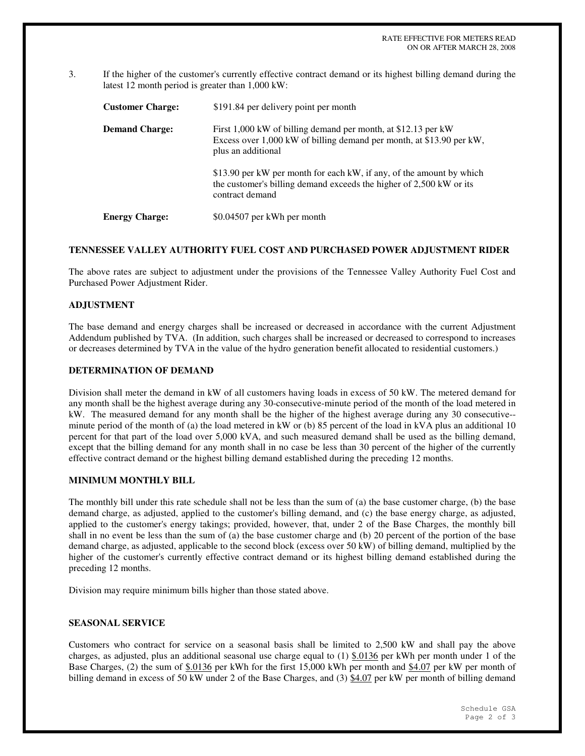RATE EFFECTIVE FOR METERS READ ON OR AFTER MARCH 28, 2008

3. If the higher of the customer's currently effective contract demand or its highest billing demand during the latest 12 month period is greater than 1,000 kW:

| | |
|---|---|
| **Customer Charge:** | $191.84 per delivery point per month |
| **Demand Charge:** | First 1,000 kW of billing demand per month, at $12.13 per kW<br>Excess over 1,000 kW of billing demand per month, at $13.90 per kW, plus an additional<br><br>$13.90 per kW per month for each kW, if any, of the amount by which the customer's billing demand exceeds the higher of 2,500 kW or its contract demand |
| **Energy Charge:** | $0.04507 per kWh per month |

**TENNESSEE VALLEY AUTHORITY FUEL COST AND PURCHASED POWER ADJUSTMENT RIDER**

The above rates are subject to adjustment under the provisions of the Tennessee Valley Authority Fuel Cost and Purchased Power Adjustment Rider.

**ADJUSTMENT**

The base demand and energy charges shall be increased or decreased in accordance with the current Adjustment Addendum published by TVA. (In addition, such charges shall be increased or decreased to correspond to increases or decreases determined by TVA in the value of the hydro generation benefit allocated to residential customers.)

**DETERMINATION OF DEMAND**

Division shall meter the demand in kW of all customers having loads in excess of 50 kW. The metered demand for any month shall be the highest average during any 30-consecutive-minute period of the month of the load metered in kW. The measured demand for any month shall be the higher of the highest average during any 30 consecutive--minute period of the month of (a) the load metered in kW or (b) 85 percent of the load in kVA plus an additional 10 percent for that part of the load over 5,000 kVA, and such measured demand shall be used as the billing demand, except that the billing demand for any month shall in no case be less than 30 percent of the higher of the currently effective contract demand or the highest billing demand established during the preceding 12 months.

**MINIMUM MONTHLY BILL**

The monthly bill under this rate schedule shall not be less than the sum of (a) the base customer charge, (b) the base demand charge, as adjusted, applied to the customer's billing demand, and (c) the base energy charge, as adjusted, applied to the customer's energy takings; provided, however, that, under 2 of the Base Charges, the monthly bill shall in no event be less than the sum of (a) the base customer charge and (b) 20 percent of the portion of the base demand charge, as adjusted, applicable to the second block (excess over 50 kW) of billing demand, multiplied by the higher of the customer's currently effective contract demand or its highest billing demand established during the preceding 12 months.

Division may require minimum bills higher than those stated above.

**SEASONAL SERVICE**

Customers who contract for service on a seasonal basis shall be limited to 2,500 kW and shall pay the above charges, as adjusted, plus an additional seasonal use charge equal to (1) $.0136 per kWh per month under 1 of the Base Charges, (2) the sum of $.0136 per kWh for the first 15,000 kWh per month and $4.07 per kW per month of billing demand in excess of 50 kW under 2 of the Base Charges, and (3) $4.07 per kW per month of billing demand

Schedule GSA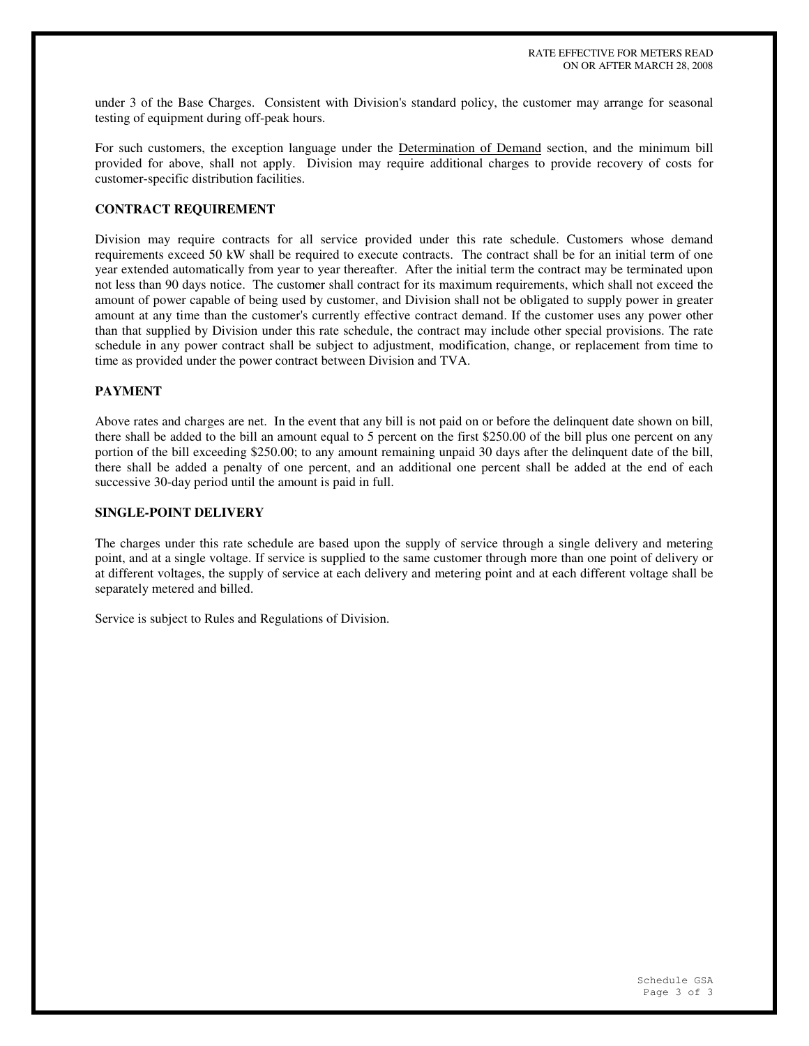under 3 of the Base Charges. Consistent with Division's standard policy, the customer may arrange for seasonal testing of equipment during off-peak hours.

For such customers, the exception language under the Determination of Demand section, and the minimum bill provided for above, shall not apply. Division may require additional charges to provide recovery of costs for customer-specific distribution facilities.

### CONTRACT REQUIREMENT

Division may require contracts for all service provided under this rate schedule. Customers whose demand requirements exceed 50 kW shall be required to execute contracts. The contract shall be for an initial term of one year extended automatically from year to year thereafter. After the initial term the contract may be terminated upon not less than 90 days notice. The customer shall contract for its maximum requirements, which shall not exceed the amount of power capable of being used by customer, and Division shall not be obligated to supply power in greater amount at any time than the customer's currently effective contract demand. If the customer uses any power other than that supplied by Division under this rate schedule, the contract may include other special provisions. The rate schedule in any power contract shall be subject to adjustment, modification, change, or replacement from time to time as provided under the power contract between Division and TVA.

### PAYMENT

Above rates and charges are net. In the event that any bill is not paid on or before the delinquent date shown on bill, there shall be added to the bill an amount equal to 5 percent on the first $250.00 of the bill plus one percent on any portion of the bill exceeding $250.00; to any amount remaining unpaid 30 days after the delinquent date of the bill, there shall be added a penalty of one percent, and an additional one percent shall be added at the end of each successive 30-day period until the amount is paid in full.

### SINGLE-POINT DELIVERY

The charges under this rate schedule are based upon the supply of service through a single delivery and metering point, and at a single voltage. If service is supplied to the same customer through more than one point of delivery or at different voltages, the supply of service at each delivery and metering point and at each different voltage shall be separately metered and billed.

Service is subject to Rules and Regulations of Division.